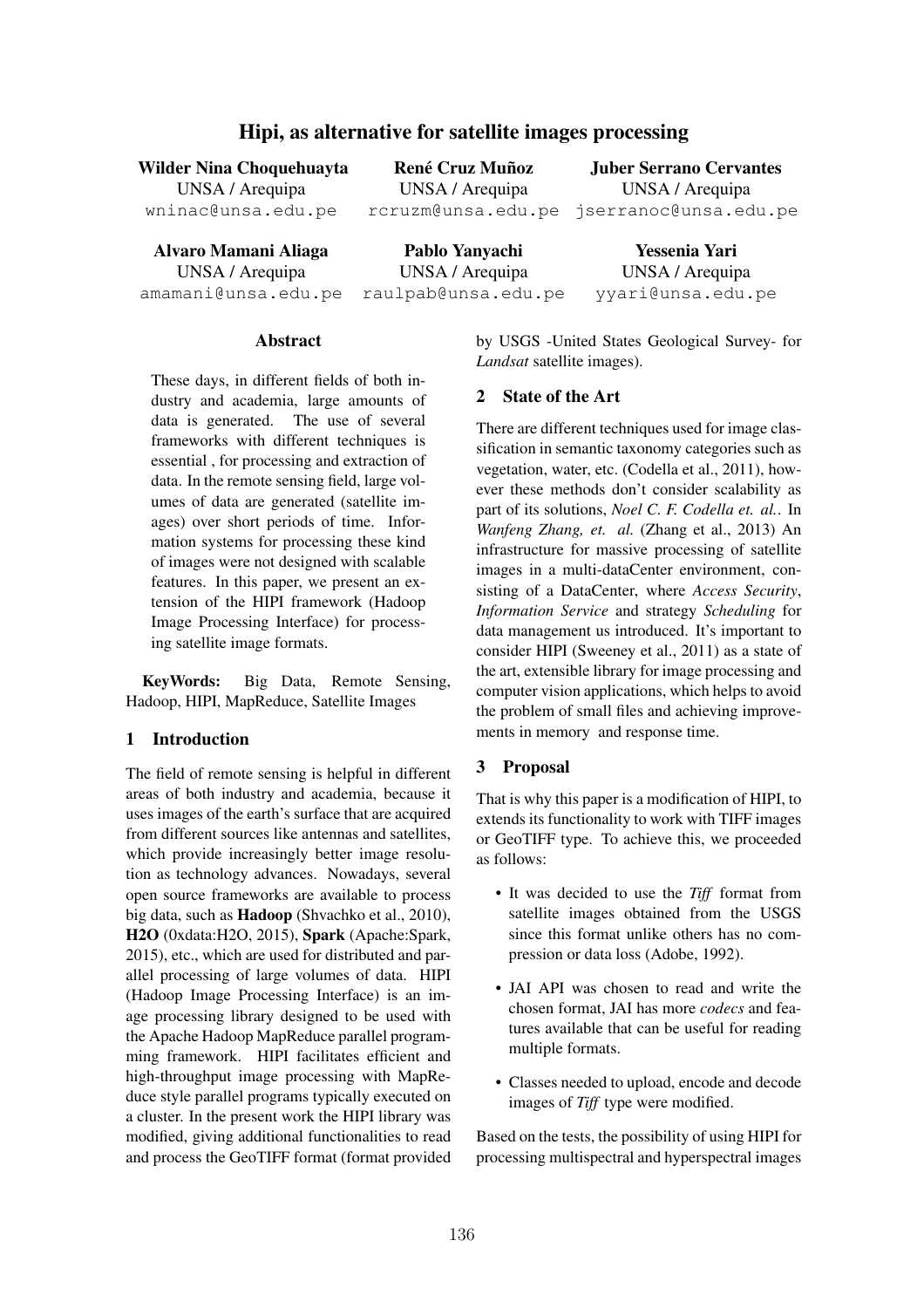# Hipi, as alternative for satellite images processing

**Wilder Nina Choquehuayta**
UNSA / Arequipa
wninac@unsa.edu.pe

**René Cruz Muñoz**
UNSA / Arequipa
rcruzm@unsa.edu.pe

**Juber Serrano Cervantes**
UNSA / Arequipa
jserranoc@unsa.edu.pe

**Alvaro Mamani Aliaga**
UNSA / Arequipa
amamani@unsa.edu.pe

**Pablo Yanyachi**
UNSA / Arequipa
raulpab@unsa.edu.pe

**Yessenia Yari**
UNSA / Arequipa
yyari@unsa.edu.pe

## Abstract

These days, in different fields of both industry and academia, large amounts of data is generated. The use of several frameworks with different techniques is essential , for processing and extraction of data. In the remote sensing field, large volumes of data are generated (satellite images) over short periods of time. Information systems for processing these kind of images were not designed with scalable features. In this paper, we present an extension of the HIPI framework (Hadoop Image Processing Interface) for processing satellite image formats.

**KeyWords:** Big Data, Remote Sensing, Hadoop, HIPI, MapReduce, Satellite Images

## 1 Introduction

The field of remote sensing is helpful in different areas of both industry and academia, because it uses images of the earth's surface that are acquired from different sources like antennas and satellites, which provide increasingly better image resolution as technology advances. Nowadays, several open source frameworks are available to process big data, such as **Hadoop** (Shvachko et al., 2010), **H2O** (0xdata:H2O, 2015), **Spark** (Apache:Spark, 2015), etc., which are used for distributed and parallel processing of large volumes of data. HIPI (Hadoop Image Processing Interface) is an image processing library designed to be used with the Apache Hadoop MapReduce parallel programming framework. HIPI facilitates efficient and high-throughput image processing with MapReduce style parallel programs typically executed on a cluster. In the present work the HIPI library was modified, giving additional functionalities to read and process the GeoTIFF format (format provided by USGS -United States Geological Survey- for *Landsat* satellite images).

## 2 State of the Art

There are different techniques used for image classification in semantic taxonomy categories such as vegetation, water, etc. (Codella et al., 2011), however these methods don't consider scalability as part of its solutions, *Noel C. F. Codella et. al.*. In *Wanfeng Zhang, et. al.* (Zhang et al., 2013) An infrastructure for massive processing of satellite images in a multi-dataCenter environment, consisting of a DataCenter, where *Access Security*, *Information Service* and strategy *Scheduling* for data management us introduced. It's important to consider HIPI (Sweeney et al., 2011) as a state of the art, extensible library for image processing and computer vision applications, which helps to avoid the problem of small files and achieving improvements in memory and response time.

## 3 Proposal

That is why this paper is a modification of HIPI, to extends its functionality to work with TIFF images or GeoTIFF type. To achieve this, we proceeded as follows:

- It was decided to use the *Tiff* format from satellite images obtained from the USGS since this format unlike others has no compression or data loss (Adobe, 1992).
- JAI API was chosen to read and write the chosen format, JAI has more *codecs* and features available that can be useful for reading multiple formats.
- Classes needed to upload, encode and decode images of *Tiff* type were modified.

Based on the tests, the possibility of using HIPI for processing multispectral and hyperspectral images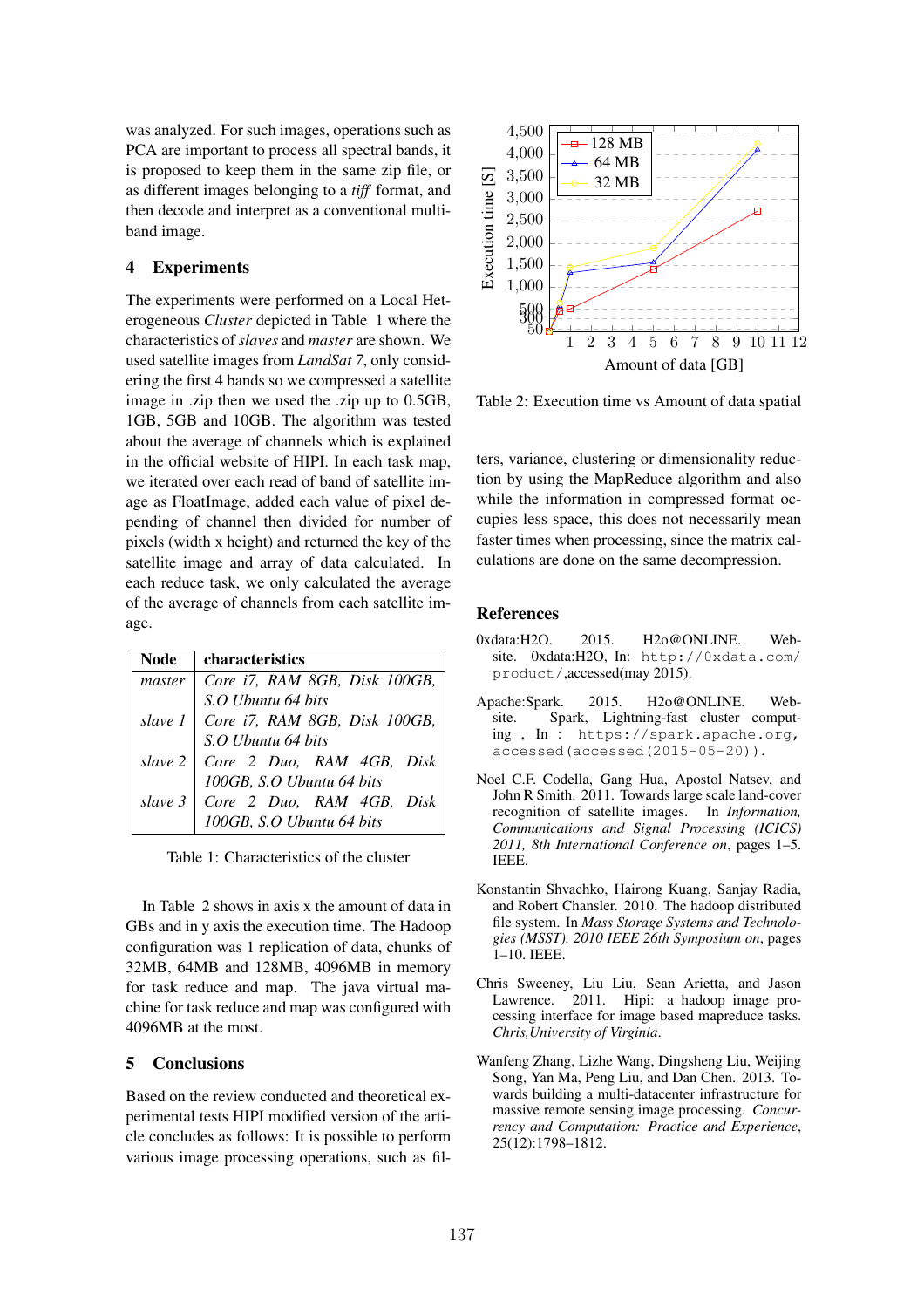was analyzed. For such images, operations such as PCA are important to process all spectral bands, it is proposed to keep them in the same zip file, or as different images belonging to a *tiff* format, and then decode and interpret as a conventional multiband image.

## 4 Experiments

The experiments were performed on a Local Heterogeneous *Cluster* depicted in Table 1 where the characteristics of *slaves* and *master* are shown. We used satellite images from *LandSat 7*, only considering the first 4 bands so we compressed a satellite image in .zip then we used the .zip up to 0.5GB, 1GB, 5GB and 10GB. The algorithm was tested about the average of channels which is explained in the official website of HIPI. In each task map, we iterated over each read of band of satellite image as FloatImage, added each value of pixel depending of channel then divided for number of pixels (width x height) and returned the key of the satellite image and array of data calculated. In each reduce task, we only calculated the average of the average of channels from each satellite image.

| Node | characteristics |
|---|---|
| *master* | *Core i7, RAM 8GB, Disk 100GB, S.O Ubuntu 64 bits* |
| *slave 1* | *Core i7, RAM 8GB, Disk 100GB, S.O Ubuntu 64 bits* |
| *slave 2* | *Core 2 Duo, RAM 4GB, Disk 100GB, S.O Ubuntu 64 bits* |
| *slave 3* | *Core 2 Duo, RAM 4GB, Disk 100GB, S.O Ubuntu 64 bits* |

Table 1: Characteristics of the cluster

In Table 2 shows in axis x the amount of data in GBs and in y axis the execution time. The Hadoop configuration was 1 replication of data, chunks of 32MB, 64MB and 128MB, 4096MB in memory for task reduce and map. The java virtual machine for task reduce and map was configured with 4096MB at the most.

Execution time [S]
4,500
4,000
3,500
3,000
2,500
2,000
1,500
1,000
500
300
50
1 2 3 4 5 6 7 8 9 10 11 12
Amount of data [GB]
128 MB
64 MB
32 MB

Table 2: Execution time vs Amount of data spatial

## 5 Conclusions

Based on the review conducted and theoretical experimental tests HIPI modified version of the article concludes as follows: It is possible to perform various image processing operations, such as filters, variance, clustering or dimensionality reduction by using the MapReduce algorithm and also while the information in compressed format occupies less space, this does not necessarily mean faster times when processing, since the matrix calculations are done on the same decompression.

## References

0xdata:H2O. 2015. H2o@ONLINE. Website. 0xdata:H2O, In: `http://0xdata.com/product/`,accessed(may 2015).

Apache:Spark. 2015. H2o@ONLINE. Website. Spark, Lightning-fast cluster computing , In : `https://spark.apache.org, accessed(accessed(2015-05-20))`.

Noel C.F. Codella, Gang Hua, Apostol Natsev, and John R Smith. 2011. Towards large scale land-cover recognition of satellite images. In *Information, Communications and Signal Processing (ICICS) 2011, 8th International Conference on*, pages 1–5. IEEE.

Konstantin Shvachko, Hairong Kuang, Sanjay Radia, and Robert Chansler. 2010. The hadoop distributed file system. In *Mass Storage Systems and Technologies (MSST), 2010 IEEE 26th Symposium on*, pages 1–10. IEEE.

Chris Sweeney, Liu Liu, Sean Arietta, and Jason Lawrence. 2011. Hipi: a hadoop image processing interface for image based mapreduce tasks. *Chris,University of Virginia*.

Wanfeng Zhang, Lizhe Wang, Dingsheng Liu, Weijing Song, Yan Ma, Peng Liu, and Dan Chen. 2013. Towards building a multi-datacenter infrastructure for massive remote sensing image processing. *Concurrency and Computation: Practice and Experience*, 25(12):1798–1812.